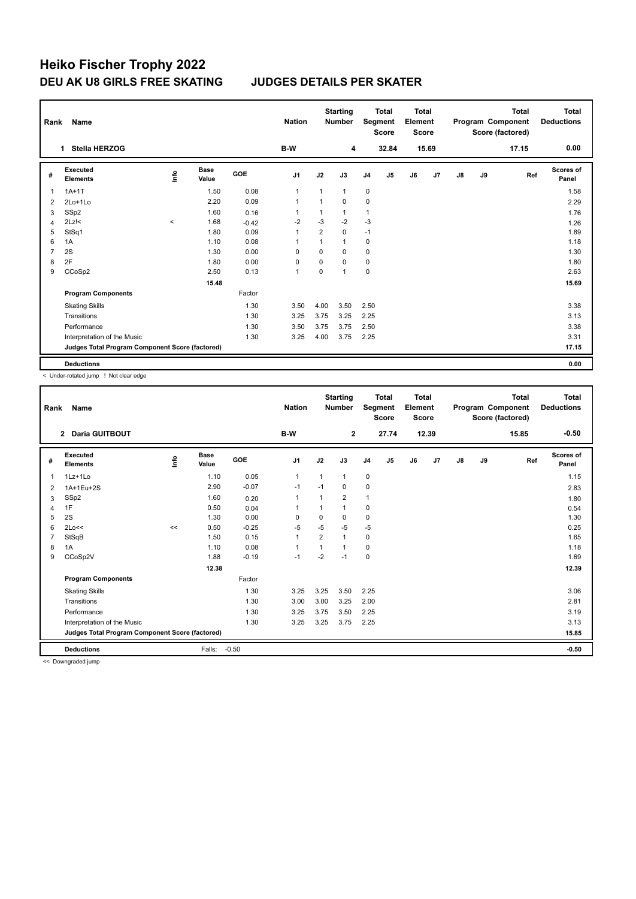# Heiko Fischer Trophy 2022

## DEU AK U8 GIRLS FREE SKATING JUDGES DETAILS PER SKATER

| Rank | Name | Nation | Starting Number | Total Segment Score | Total Element Score | Total Program Component Score (factored) | Total Deductions |
|---|---|---|---|---|---|---|---|
| 1 | Stella HERZOG | B-W | 4 | 32.84 | 15.69 | 17.15 | 0.00 |

| # | Executed Elements | Info | Base Value | GOE | J1 | J2 | J3 | J4 | J5 | J6 | J7 | J8 | J9 | Ref | Scores of Panel |
|---|---|---|---|---|---|---|---|---|---|---|---|---|---|---|---|
| 1 | 1A+1T | | 1.50 | 0.08 | 1 | 1 | 1 | 0 | | | | | | | 1.58 |
| 2 | 2Lo+1Lo | | 2.20 | 0.09 | 1 | 1 | 0 | 0 | | | | | | | 2.29 |
| 3 | SSp2 | | 1.60 | 0.16 | 1 | 1 | 1 | 1 | | | | | | | 1.76 |
| 4 | 2Lz!< | < | 1.68 | -0.42 | -2 | -3 | -2 | -3 | | | | | | | 1.26 |
| 5 | StSq1 | | 1.80 | 0.09 | 1 | 2 | 0 | -1 | | | | | | | 1.89 |
| 6 | 1A | | 1.10 | 0.08 | 1 | 1 | 1 | 0 | | | | | | | 1.18 |
| 7 | 2S | | 1.30 | 0.00 | 0 | 0 | 0 | 0 | | | | | | | 1.30 |
| 8 | 2F | | 1.80 | 0.00 | 0 | 0 | 0 | 0 | | | | | | | 1.80 |
| 9 | CCoSp2 | | 2.50 | 0.13 | 1 | 0 | 1 | 0 | | | | | | | 2.63 |
| | | | 15.48 | | | | | | | | | | | | 15.69 |
| | **Program Components** | | | Factor | | | | | | | | | | | |
| | Skating Skills | | | 1.30 | 3.50 | 4.00 | 3.50 | 2.50 | | | | | | | 3.38 |
| | Transitions | | | 1.30 | 3.25 | 3.75 | 3.25 | 2.25 | | | | | | | 3.13 |
| | Performance | | | 1.30 | 3.50 | 3.75 | 3.75 | 2.50 | | | | | | | 3.38 |
| | Interpretation of the Music | | | 1.30 | 3.25 | 4.00 | 3.75 | 2.25 | | | | | | | 3.31 |
| | **Judges Total Program Component Score (factored)** | | | | | | | | | | | | | | 17.15 |
| | **Deductions** | | | | | | | | | | | | | | 0.00 |

< Under-rotated jump ! Not clear edge

| Rank | Name | Nation | Starting Number | Total Segment Score | Total Element Score | Total Program Component Score (factored) | Total Deductions |
|---|---|---|---|---|---|---|---|
| 2 | Daria GUITBOUT | B-W | 2 | 27.74 | 12.39 | 15.85 | -0.50 |

| # | Executed Elements | Info | Base Value | GOE | J1 | J2 | J3 | J4 | J5 | J6 | J7 | J8 | J9 | Ref | Scores of Panel |
|---|---|---|---|---|---|---|---|---|---|---|---|---|---|---|---|
| 1 | 1Lz+1Lo | | 1.10 | 0.05 | 1 | 1 | 1 | 0 | | | | | | | 1.15 |
| 2 | 1A+1Eu+2S | | 2.90 | -0.07 | -1 | -1 | 0 | 0 | | | | | | | 2.83 |
| 3 | SSp2 | | 1.60 | 0.20 | 1 | 1 | 2 | 1 | | | | | | | 1.80 |
| 4 | 1F | | 0.50 | 0.04 | 1 | 1 | 1 | 0 | | | | | | | 0.54 |
| 5 | 2S | | 1.30 | 0.00 | 0 | 0 | 0 | 0 | | | | | | | 1.30 |
| 6 | 2Lo<< | << | 0.50 | -0.25 | -5 | -5 | -5 | -5 | | | | | | | 0.25 |
| 7 | StSqB | | 1.50 | 0.15 | 1 | 2 | 1 | 0 | | | | | | | 1.65 |
| 8 | 1A | | 1.10 | 0.08 | 1 | 1 | 1 | 0 | | | | | | | 1.18 |
| 9 | CCoSp2V | | 1.88 | -0.19 | -1 | -2 | -1 | 0 | | | | | | | 1.69 |
| | | | 12.38 | | | | | | | | | | | | 12.39 |
| | **Program Components** | | | Factor | | | | | | | | | | | |
| | Skating Skills | | | 1.30 | 3.25 | 3.25 | 3.50 | 2.25 | | | | | | | 3.06 |
| | Transitions | | | 1.30 | 3.00 | 3.00 | 3.25 | 2.00 | | | | | | | 2.81 |
| | Performance | | | 1.30 | 3.25 | 3.75 | 3.50 | 2.25 | | | | | | | 3.19 |
| | Interpretation of the Music | | | 1.30 | 3.25 | 3.25 | 3.75 | 2.25 | | | | | | | 3.13 |
| | **Judges Total Program Component Score (factored)** | | | | | | | | | | | | | | 15.85 |
| | **Deductions** | | Falls: | -0.50 | | | | | | | | | | | -0.50 |

<< Downgraded jump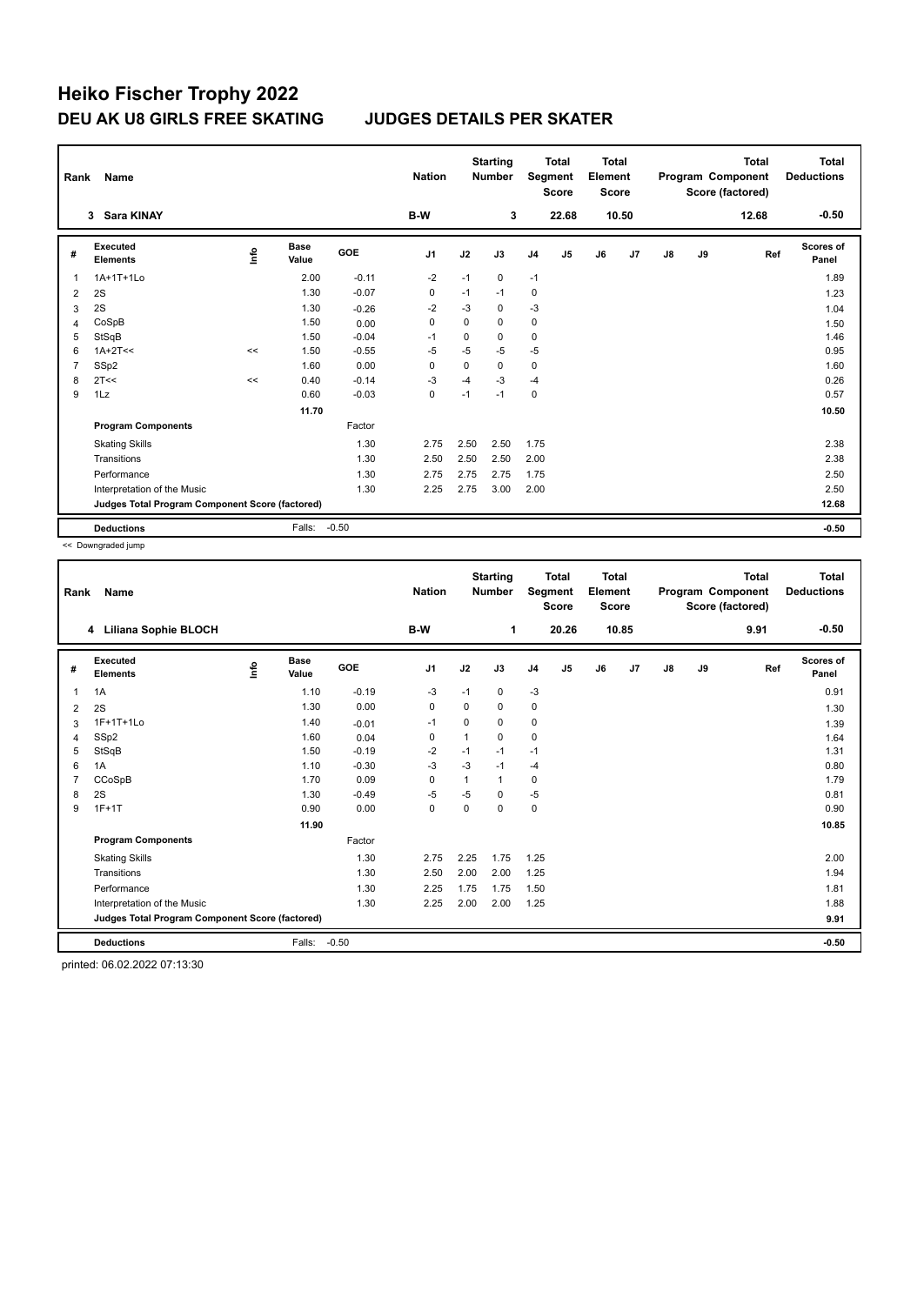# Heiko Fischer Trophy 2022

## DEU AK U8 GIRLS FREE SKATING JUDGES DETAILS PER SKATER

| Rank | Name | Nation | Starting Number | Total Segment Score | Total Element Score | Total Program Component Score (factored) | Total Deductions |
|---|---|---|---|---|---|---|---|
| 3 | Sara KINAY | B-W | 3 | 22.68 | 10.50 | 12.68 | -0.50 |

| # | Executed Elements | Info | Base Value | GOE | J1 | J2 | J3 | J4 | J5 | J6 | J7 | J8 | J9 | Ref | Scores of Panel |
|---|---|---|---|---|---|---|---|---|---|---|---|---|---|---|---|
| 1 | 1A+1T+1Lo | | 2.00 | -0.11 | -2 | -1 | 0 | -1 | | | | | | | 1.89 |
| 2 | 2S | | 1.30 | -0.07 | 0 | -1 | -1 | 0 | | | | | | | 1.23 |
| 3 | 2S | | 1.30 | -0.26 | -2 | -3 | 0 | -3 | | | | | | | 1.04 |
| 4 | CoSpB | | 1.50 | 0.00 | 0 | 0 | 0 | 0 | | | | | | | 1.50 |
| 5 | StSqB | | 1.50 | -0.04 | -1 | 0 | 0 | 0 | | | | | | | 1.46 |
| 6 | 1A+2T<< | << | 1.50 | -0.55 | -5 | -5 | -5 | -5 | | | | | | | 0.95 |
| 7 | SSp2 | | 1.60 | 0.00 | 0 | 0 | 0 | 0 | | | | | | | 1.60 |
| 8 | 2T<< | << | 0.40 | -0.14 | -3 | -4 | -3 | -4 | | | | | | | 0.26 |
| 9 | 1Lz | | 0.60 | -0.03 | 0 | -1 | -1 | 0 | | | | | | | 0.57 |
| | | | 11.70 | | | | | | | | | | | | 10.50 |
| | **Program Components** | | | Factor | | | | | | | | | | | |
| | Skating Skills | | | 1.30 | 2.75 | 2.50 | 2.50 | 1.75 | | | | | | | 2.38 |
| | Transitions | | | 1.30 | 2.50 | 2.50 | 2.50 | 2.00 | | | | | | | 2.38 |
| | Performance | | | 1.30 | 2.75 | 2.75 | 2.75 | 1.75 | | | | | | | 2.50 |
| | Interpretation of the Music | | | 1.30 | 2.25 | 2.75 | 3.00 | 2.00 | | | | | | | 2.50 |
| | **Judges Total Program Component Score (factored)** | | | | | | | | | | | | | | 12.68 |
| | **Deductions** | | Falls: | -0.50 | | | | | | | | | | | -0.50 |

<< Downgraded jump

| Rank | Name | Nation | Starting Number | Total Segment Score | Total Element Score | Total Program Component Score (factored) | Total Deductions |
|---|---|---|---|---|---|---|---|
| 4 | Liliana Sophie BLOCH | B-W | 1 | 20.26 | 10.85 | 9.91 | -0.50 |

| # | Executed Elements | Info | Base Value | GOE | J1 | J2 | J3 | J4 | J5 | J6 | J7 | J8 | J9 | Ref | Scores of Panel |
|---|---|---|---|---|---|---|---|---|---|---|---|---|---|---|---|
| 1 | 1A | | 1.10 | -0.19 | -3 | -1 | 0 | -3 | | | | | | | 0.91 |
| 2 | 2S | | 1.30 | 0.00 | 0 | 0 | 0 | 0 | | | | | | | 1.30 |
| 3 | 1F+1T+1Lo | | 1.40 | -0.01 | -1 | 0 | 0 | 0 | | | | | | | 1.39 |
| 4 | SSp2 | | 1.60 | 0.04 | 0 | 1 | 0 | 0 | | | | | | | 1.64 |
| 5 | StSqB | | 1.50 | -0.19 | -2 | -1 | -1 | -1 | | | | | | | 1.31 |
| 6 | 1A | | 1.10 | -0.30 | -3 | -3 | -1 | -4 | | | | | | | 0.80 |
| 7 | CCoSpB | | 1.70 | 0.09 | 0 | 1 | 1 | 0 | | | | | | | 1.79 |
| 8 | 2S | | 1.30 | -0.49 | -5 | -5 | 0 | -5 | | | | | | | 0.81 |
| 9 | 1F+1T | | 0.90 | 0.00 | 0 | 0 | 0 | 0 | | | | | | | 0.90 |
| | | | 11.90 | | | | | | | | | | | | 10.85 |
| | **Program Components** | | | Factor | | | | | | | | | | | |
| | Skating Skills | | | 1.30 | 2.75 | 2.25 | 1.75 | 1.25 | | | | | | | 2.00 |
| | Transitions | | | 1.30 | 2.50 | 2.00 | 2.00 | 1.25 | | | | | | | 1.94 |
| | Performance | | | 1.30 | 2.25 | 1.75 | 1.75 | 1.50 | | | | | | | 1.81 |
| | Interpretation of the Music | | | 1.30 | 2.25 | 2.00 | 2.00 | 1.25 | | | | | | | 1.88 |
| | **Judges Total Program Component Score (factored)** | | | | | | | | | | | | | | 9.91 |
| | **Deductions** | | Falls: | -0.50 | | | | | | | | | | | -0.50 |

printed: 06.02.2022 07:13:30